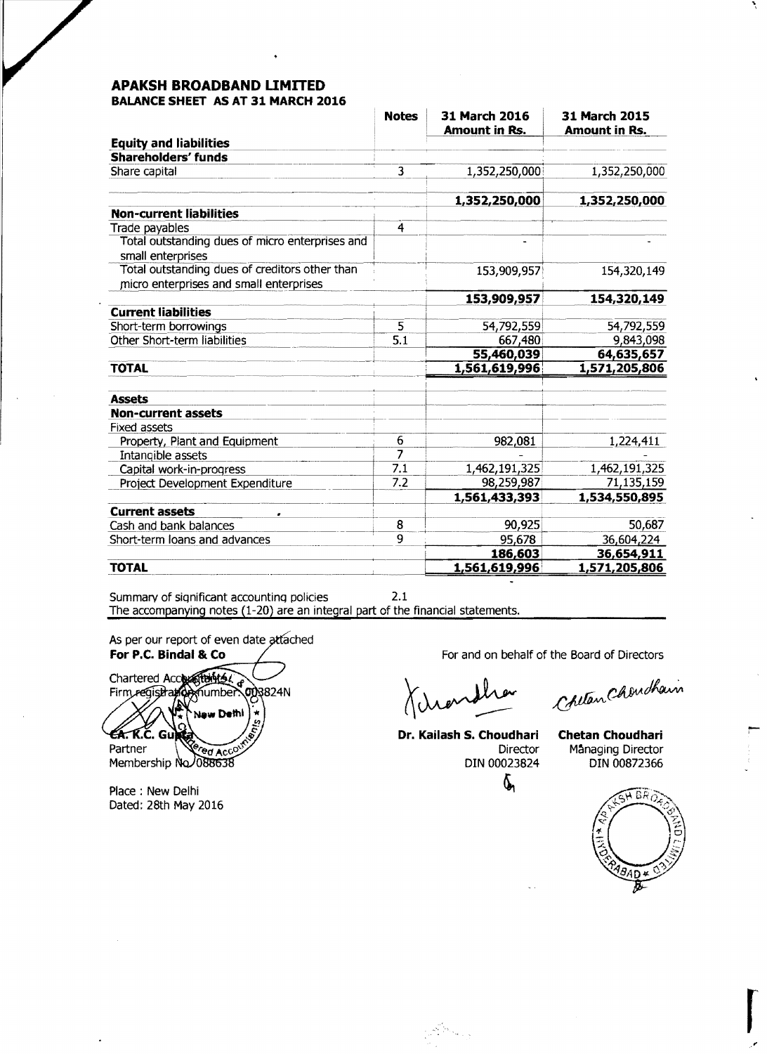# APAKSH BROADBAND LIMITED

## BALANCE SHEET AS AT 31 MARCH 2016

| | Notes | 31 March 2016 Amount in Rs. | 31 March 2015 Amount in Rs. |
|---|---|---|---|
| **Equity and liabilities** | | | |
| **Shareholders' funds** | | | |
| Share capital | 3 | 1,352,250,000 | 1,352,250,000 |
| | | **1,352,250,000** | **1,352,250,000** |
| **Non-current liabilities** | | | |
| Trade payables | 4 | | |
| Total outstanding dues of micro enterprises and small enterprises | | - | - |
| Total outstanding dues of creditors other than micro enterprises and small enterprises | | 153,909,957 | 154,320,149 |
| | | **153,909,957** | **154,320,149** |
| **Current liabilities** | | | |
| Short-term borrowings | 5 | 54,792,559 | 54,792,559 |
| Other Short-term liabilities | 5.1 | 667,480 | 9,843,098 |
| | | **55,460,039** | **64,635,657** |
| **TOTAL** | | **1,561,619,996** | **1,571,205,806** |
| | | | |
| **Assets** | | | |
| **Non-current assets** | | | |
| Fixed assets | | | |
| Property, Plant and Equipment | 6 | 982,081 | 1,224,411 |
| Intangible assets | 7 | - | - |
| Capital work-in-progress | 7.1 | 1,462,191,325 | 1,462,191,325 |
| Project Development Expenditure | 7.2 | 98,259,987 | 71,135,159 |
| | | **1,561,433,393** | **1,534,550,895** |
| **Current assets** | | | |
| Cash and bank balances | 8 | 90,925 | 50,687 |
| Short-term loans and advances | 9 | 95,678 | 36,604,224 |
| | | **186,603** | **36,654,911** |
| **TOTAL** | | **1,561,619,996** | **1,571,205,806** |

Summary of significant accounting policies 2.1

The accompanying notes (1-20) are an integral part of the financial statements.

As per our report of even date attached
**For P.C. Bindal & Co**
Chartered Accountants
Firm registration number: 003824N

CA. K.C. Gupta
Partner
Membership No. 088638

Place : New Delhi
Dated: 28th May 2016

For and on behalf of the Board of Directors

**Dr. Kailash S. Choudhari**
Director
DIN 00023824

**Chetan Choudhari**
Managing Director
DIN 00872366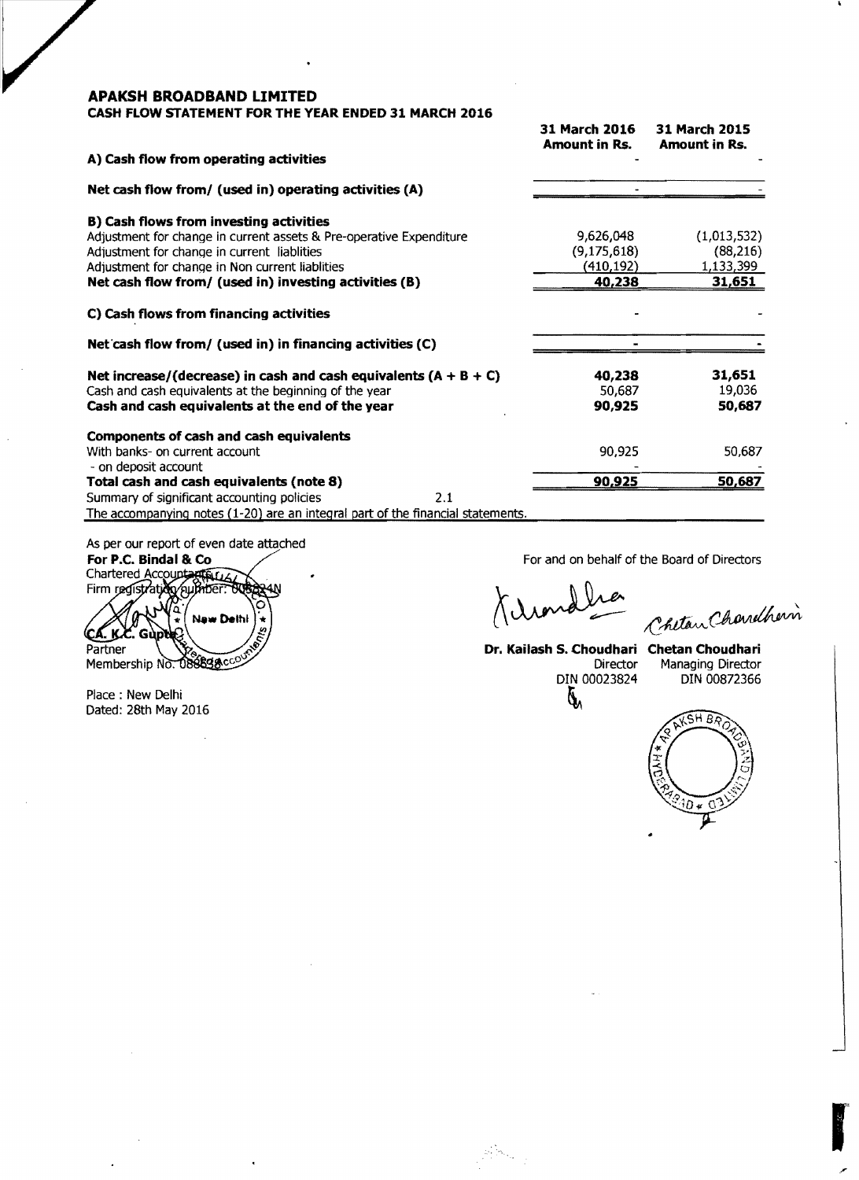## APAKSH BROADBAND LIMITED

### CASH FLOW STATEMENT FOR THE YEAR ENDED 31 MARCH 2016

| | 31 March 2016 Amount in Rs. | 31 March 2015 Amount in Rs. |
|---|---|---|
| **A) Cash flow from operating activities** | - | - |
| **Net cash flow from/ (used in) operating activities (A)** | - | - |
| **B) Cash flows from investing activities** | | |
| Adjustment for change in current assets & Pre-operative Expenditure | 9,626,048 | (1,013,532) |
| Adjustment for change in current liablities | (9,175,618) | (88,216) |
| Adjustment for change in Non current liablities | (410,192) | 1,133,399 |
| **Net cash flow from/ (used in) investing activities (B)** | **40,238** | **31,651** |
| **C) Cash flows from financing activities** | - | - |
| **Net cash flow from/ (used in) in financing activities (C)** | - | - |
| **Net increase/(decrease) in cash and cash equivalents (A + B + C)** | **40,238** | **31,651** |
| Cash and cash equivalents at the beginning of the year | 50,687 | 19,036 |
| **Cash and cash equivalents at the end of the year** | **90,925** | **50,687** |
| **Components of cash and cash equivalents** | | |
| With banks- on current account | 90,925 | 50,687 |
| - on deposit account | - | - |
| **Total cash and cash equivalents (note 8)** | **90,925** | **50,687** |
| Summary of significant accounting policies 2.1 | | |

The accompanying notes (1-20) are an integral part of the financial statements.

As per our report of even date attached
**For P.C. Bindal & Co**
Chartered Accountants
Firm registration number: 003824N

CA. K.C. Gupta
Partner
Membership No. 088638

Place : New Delhi
Dated: 28th May 2016

For and on behalf of the Board of Directors

**Dr. Kailash S. Choudhari**
Director
DIN 00023824

**Chetan Choudhari**
Managing Director
DIN 00872366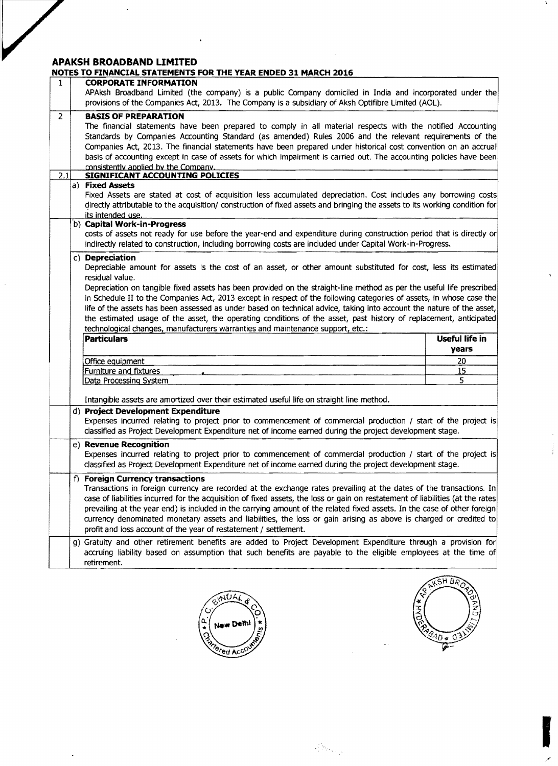# APAKSH BROADBAND LIMITED

## NOTES TO FINANCIAL STATEMENTS FOR THE YEAR ENDED 31 MARCH 2016

**1 CORPORATE INFORMATION**

APAksh Broadband Limited (the company) is a public Company domiciled in India and incorporated under the provisions of the Companies Act, 2013. The Company is a subsidiary of Aksh Optifibre Limited (AOL).

**2 BASIS OF PREPARATION**

The financial statements have been prepared to comply in all material respects with the notified Accounting Standards by Companies Accounting Standard (as amended) Rules 2006 and the relevant requirements of the Companies Act, 2013. The financial statements have been prepared under historical cost convention on an accrual basis of accounting except in case of assets for which impairment is carried out. The accounting policies have been consistently applied by the Company.

**2.1 SIGNIFICANT ACCOUNTING POLICIES**

**a) Fixed Assets**

Fixed Assets are stated at cost of acquisition less accumulated depreciation. Cost includes any borrowing costs directly attributable to the acquisition/ construction of fixed assets and bringing the assets to its working condition for its intended use.

**b) Capital Work-in-Progress**

costs of assets not ready for use before the year-end and expenditure during construction period that is directly or indirectly related to construction, including borrowing costs are included under Capital Work-in-Progress.

**c) Depreciation**

Depreciable amount for assets is the cost of an asset, or other amount substituted for cost, less its estimated residual value.

Depreciation on tangible fixed assets has been provided on the straight-line method as per the useful life prescribed in Schedule II to the Companies Act, 2013 except in respect of the following categories of assets, in whose case the life of the assets has been assessed as under based on technical advice, taking into account the nature of the asset, the estimated usage of the asset, the operating conditions of the asset, past history of replacement, anticipated technological changes, manufacturers warranties and maintenance support, etc.:

| Particulars | Useful life in years |
|---|---|
| Office equipment | 20 |
| Furniture and fixtures | 15 |
| Data Processing System | 5 |

Intangible assets are amortized over their estimated useful life on straight line method.

**d) Project Development Expenditure**

Expenses incurred relating to project prior to commencement of commercial production / start of the project is classified as Project Development Expenditure net of income earned during the project development stage.

**e) Revenue Recognition**

Expenses incurred relating to project prior to commencement of commercial production / start of the project is classified as Project Development Expenditure net of income earned during the project development stage.

**f) Foreign Currency transactions**

Transactions in foreign currency are recorded at the exchange rates prevailing at the dates of the transactions. In case of liabilities incurred for the acquisition of fixed assets, the loss or gain on restatement of liabilities (at the rates prevailing at the year end) is included in the carrying amount of the related fixed assets. In the case of other foreign currency denominated monetary assets and liabilities, the loss or gain arising as above is charged or credited to profit and loss account of the year of restatement / settlement.

g) Gratuity and other retirement benefits are added to Project Development Expenditure through a provision for accruing liability based on assumption that such benefits are payable to the eligible employees at the time of retirement.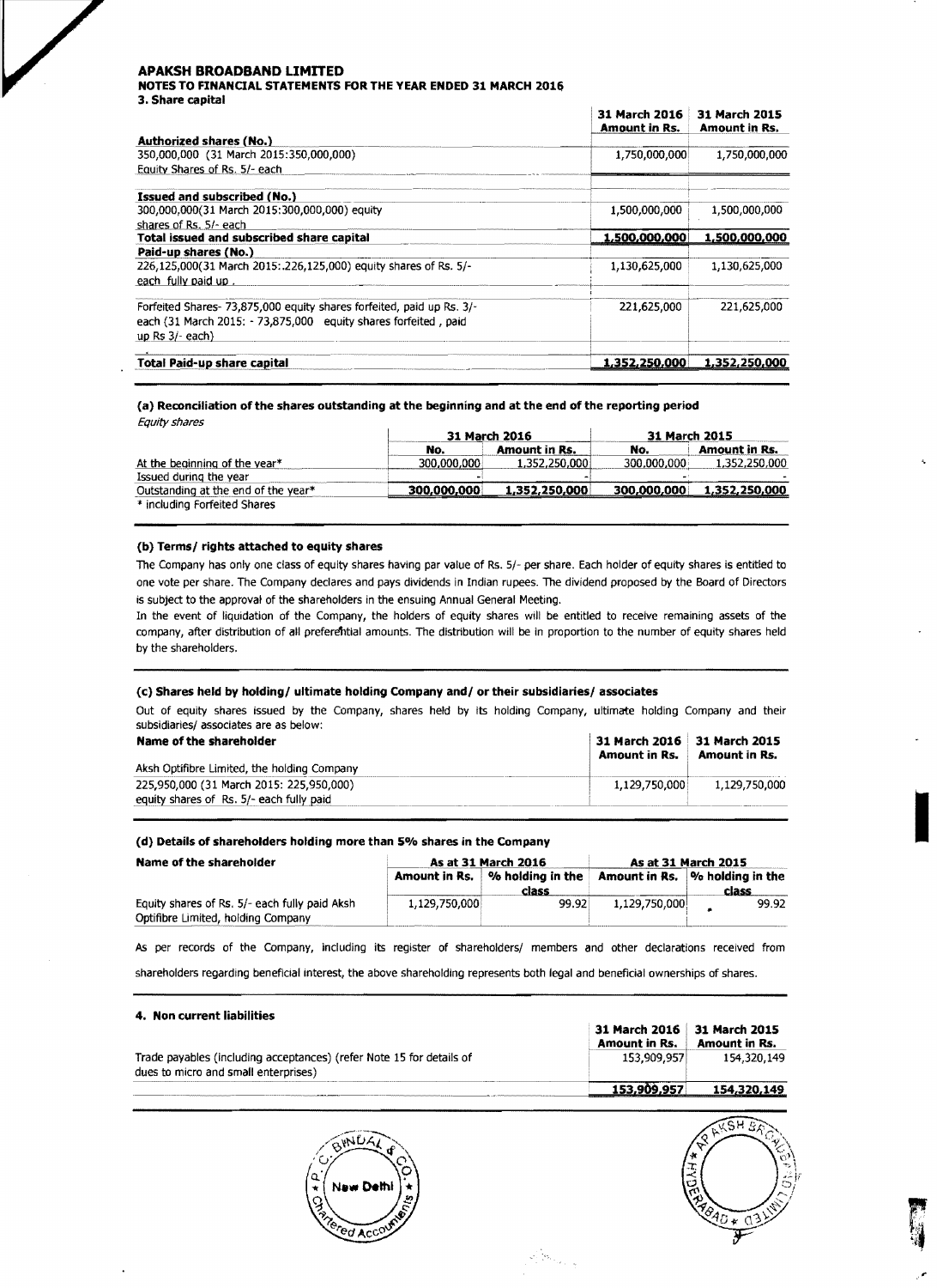**APAKSH BROADBAND LIMITED**

**NOTES TO FINANCIAL STATEMENTS FOR THE YEAR ENDED 31 MARCH 2016**

**3. Share capital**

| | 31 March 2016 Amount in Rs. | 31 March 2015 Amount in Rs. |
|---|---|---|
| **Authorized shares (No.)** | | |
| 350,000,000 (31 March 2015:350,000,000) Equity Shares of Rs. 5/- each | 1,750,000,000 | 1,750,000,000 |
| **Issued and subscribed (No.)** | | |
| 300,000,000(31 March 2015:300,000,000) equity shares of Rs. 5/- each | 1,500,000,000 | 1,500,000,000 |
| **Total issued and subscribed share capital** | **1,500,000,000** | **1,500,000,000** |
| **Paid-up shares (No.)** | | |
| 226,125,000(31 March 2015:.226,125,000) equity shares of Rs. 5/- each fully paid up . | 1,130,625,000 | 1,130,625,000 |
| Forfeited Shares- 73,875,000 equity shares forfeited, paid up Rs. 3/- each (31 March 2015: - 73,875,000 equity shares forfeited , paid up Rs 3/- each) | 221,625,000 | 221,625,000 |
| **Total Paid-up share capital** | **1,352,250,000** | **1,352,250,000** |

**(a) Reconciliation of the shares outstanding at the beginning and at the end of the reporting period**

*Equity shares*

| | 31 March 2016 | | 31 March 2015 | |
|---|---|---|---|---|
| | No. | Amount in Rs. | No. | Amount in Rs. |
| At the beginning of the year* | 300,000,000 | 1,352,250,000 | 300,000,000 | 1,352,250,000 |
| Issued during the year | - | - | - | - |
| Outstanding at the end of the year* | **300,000,000** | **1,352,250,000** | **300,000,000** | **1,352,250,000** |

\* including Forfeited Shares

**(b) Terms/ rights attached to equity shares**

The Company has only one class of equity shares having par value of Rs. 5/- per share. Each holder of equity shares is entitled to one vote per share. The Company declares and pays dividends in Indian rupees. The dividend proposed by the Board of Directors is subject to the approval of the shareholders in the ensuing Annual General Meeting.

In the event of liquidation of the Company, the holders of equity shares will be entitled to receive remaining assets of the company, after distribution of all preferential amounts. The distribution will be in proportion to the number of equity shares held by the shareholders.

**(c) Shares held by holding/ ultimate holding Company and/ or their subsidiaries/ associates**

Out of equity shares issued by the Company, shares held by its holding Company, ultimate holding Company and their subsidiaries/ associates are as below:

| **Name of the shareholder** | **31 March 2016 Amount in Rs.** | **31 March 2015 Amount in Rs.** |
|---|---|---|
| Aksh Optifibre Limited, the holding Company | | |
| 225,950,000 (31 March 2015: 225,950,000) equity shares of Rs. 5/- each fully paid | 1,129,750,000 | 1,129,750,000 |

**(d) Details of shareholders holding more than 5% shares in the Company**

| Name of the shareholder | As at 31 March 2016 | | As at 31 March 2015 | |
|---|---|---|---|---|
| | Amount in Rs. | % holding in the class | Amount in Rs. | % holding in the class |
| Equity shares of Rs. 5/- each fully paid Aksh Optifibre Limited, holding Company | 1,129,750,000 | 99.92 | 1,129,750,000 | 99.92 |

As per records of the Company, including its register of shareholders/ members and other declarations received from shareholders regarding beneficial interest, the above shareholding represents both legal and beneficial ownerships of shares.

**4. Non current liabilities**

| | 31 March 2016 Amount in Rs. | 31 March 2015 Amount in Rs. |
|---|---|---|
| Trade payables (including acceptances) (refer Note 15 for details of dues to micro and small enterprises) | 153,909,957 | 154,320,149 |
| | **153,909,957** | **154,320,149** |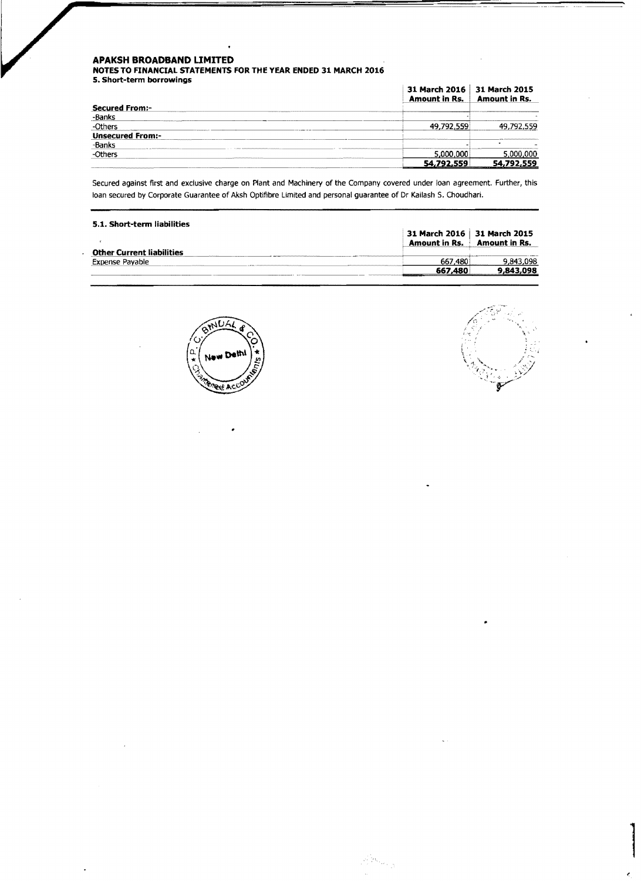**APAKSH BROADBAND LIMITED**

**NOTES TO FINANCIAL STATEMENTS FOR THE YEAR ENDED 31 MARCH 2016**

**5. Short-term borrowings**

| | 31 March 2016 Amount in Rs. | 31 March 2015 Amount in Rs. |
|---|---|---|
| **Secured From:-** | | |
| -Banks | - | - |
| -Others | 49,792,559 | 49,792,559 |
| **Unsecured From:-** | | |
| -Banks | - | - |
| -Others | 5,000,000 | 5,000,000 |
| | **54,792,559** | **54,792,559** |

Secured against first and exclusive charge on Plant and Machinery of the Company covered under loan agreement. Further, this loan secured by Corporate Guarantee of Aksh Optifibre Limited and personal guarantee of Dr Kailash S. Choudhari.

**5.1. Short-term liabilities**

| | 31 March 2016 Amount in Rs. | 31 March 2015 Amount in Rs. |
|---|---|---|
| **Other Current liabilities** | | |
| Expense Payable | 667,480 | 9,843,098 |
| | **667,480** | **9,843,098** |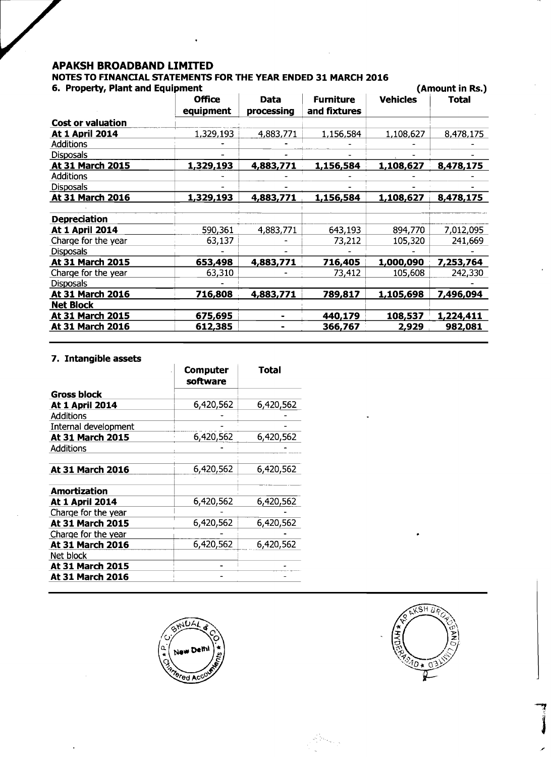# APAKSH BROADBAND LIMITED

## NOTES TO FINANCIAL STATEMENTS FOR THE YEAR ENDED 31 MARCH 2016

### 6. Property, Plant and Equipment

(Amount in Rs.)

| | Office equipment | Data processing | Furniture and fixtures | Vehicles | Total |
|---|---|---|---|---|---|
| **Cost or valuation** | | | | | |
| **At 1 April 2014** | 1,329,193 | 4,883,771 | 1,156,584 | 1,108,627 | 8,478,175 |
| Additions | - | - | - | - | - |
| Disposals | - | - | - | - | - |
| **At 31 March 2015** | **1,329,193** | **4,883,771** | **1,156,584** | **1,108,627** | **8,478,175** |
| Additions | - | - | - | - | - |
| Disposals | - | - | - | - | - |
| **At 31 March 2016** | **1,329,193** | **4,883,771** | **1,156,584** | **1,108,627** | **8,478,175** |
| | | | | | |
| **Depreciation** | | | | | |
| **At 1 April 2014** | 590,361 | 4,883,771 | 643,193 | 894,770 | 7,012,095 |
| Charge for the year | 63,137 | - | 73,212 | 105,320 | 241,669 |
| Disposals | - | - | - | - | - |
| **At 31 March 2015** | **653,498** | **4,883,771** | **716,405** | **1,000,090** | **7,253,764** |
| Charge for the year | 63,310 | - | 73,412 | 105,608 | 242,330 |
| Disposals | - | | | | - |
| **At 31 March 2016** | **716,808** | **4,883,771** | **789,817** | **1,105,698** | **7,496,094** |
| **Net Block** | | | | | |
| **At 31 March 2015** | **675,695** | **-** | **440,179** | **108,537** | **1,224,411** |
| **At 31 March 2016** | **612,385** | **-** | **366,767** | **2,929** | **982,081** |

### 7. Intangible assets

| | Computer software | Total |
|---|---|---|
| **Gross block** | | |
| **At 1 April 2014** | 6,420,562 | 6,420,562 |
| Additions | - | - |
| Internal development | - | - |
| **At 31 March 2015** | 6,420,562 | 6,420,562 |
| Additions | - | - |
| | | |
| **At 31 March 2016** | 6,420,562 | 6,420,562 |
| | | |
| **Amortization** | | |
| **At 1 April 2014** | 6,420,562 | 6,420,562 |
| Charge for the year | - | - |
| **At 31 March 2015** | 6,420,562 | 6,420,562 |
| Charge for the year | - | - |
| **At 31 March 2016** | 6,420,562 | 6,420,562 |
| Net block | | |
| **At 31 March 2015** | - | - |
| **At 31 March 2016** | - | - |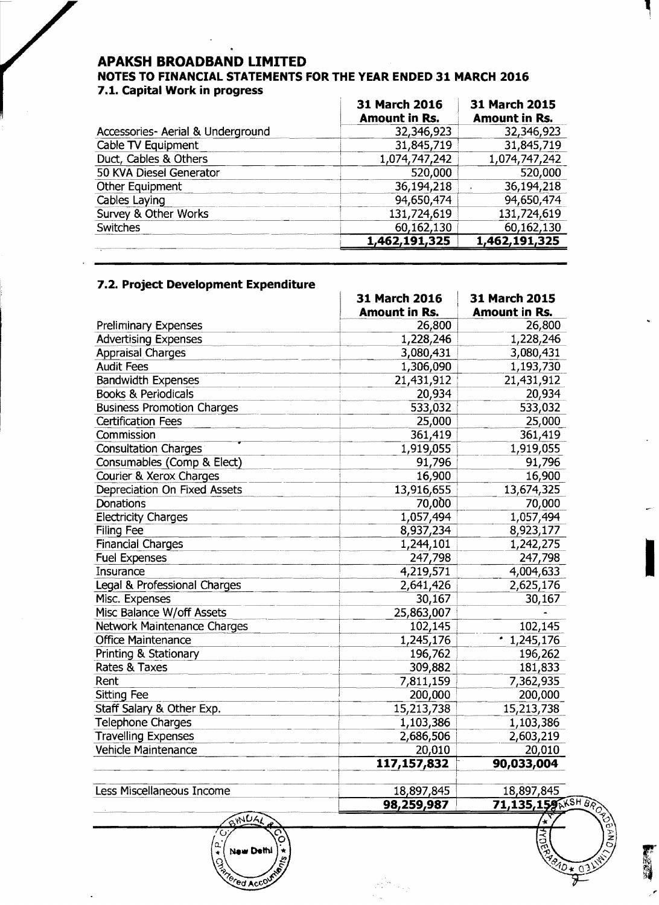# APAKSH BROADBAND LIMITED

## NOTES TO FINANCIAL STATEMENTS FOR THE YEAR ENDED 31 MARCH 2016

### 7.1. Capital Work in progress

| | 31 March 2016 Amount in Rs. | 31 March 2015 Amount in Rs. |
|---|---|---|
| Accessories- Aerial & Underground | 32,346,923 | 32,346,923 |
| Cable TV Equipment | 31,845,719 | 31,845,719 |
| Duct, Cables & Others | 1,074,747,242 | 1,074,747,242 |
| 50 KVA Diesel Generator | 520,000 | 520,000 |
| Other Equipment | 36,194,218 | 36,194,218 |
| Cables Laying | 94,650,474 | 94,650,474 |
| Survey & Other Works | 131,724,619 | 131,724,619 |
| Switches | 60,162,130 | 60,162,130 |
| | **1,462,191,325** | **1,462,191,325** |

### 7.2. Project Development Expenditure

| | 31 March 2016 Amount in Rs. | 31 March 2015 Amount in Rs. |
|---|---|---|
| Preliminary Expenses | 26,800 | 26,800 |
| Advertising Expenses | 1,228,246 | 1,228,246 |
| Appraisal Charges | 3,080,431 | 3,080,431 |
| Audit Fees | 1,306,090 | 1,193,730 |
| Bandwidth Expenses | 21,431,912 | 21,431,912 |
| Books & Periodicals | 20,934 | 20,934 |
| Business Promotion Charges | 533,032 | 533,032 |
| Certification Fees | 25,000 | 25,000 |
| Commission | 361,419 | 361,419 |
| Consultation Charges | 1,919,055 | 1,919,055 |
| Consumables (Comp & Elect) | 91,796 | 91,796 |
| Courier & Xerox Charges | 16,900 | 16,900 |
| Depreciation On Fixed Assets | 13,916,655 | 13,674,325 |
| Donations | 70,000 | 70,000 |
| Electricity Charges | 1,057,494 | 1,057,494 |
| Filing Fee | 8,937,234 | 8,923,177 |
| Financial Charges | 1,244,101 | 1,242,275 |
| Fuel Expenses | 247,798 | 247,798 |
| Insurance | 4,219,571 | 4,004,633 |
| Legal & Professional Charges | 2,641,426 | 2,625,176 |
| Misc. Expenses | 30,167 | 30,167 |
| Misc Balance W/off Assets | 25,863,007 | - |
| Network Maintenance Charges | 102,145 | 102,145 |
| Office Maintenance | 1,245,176 | 1,245,176 |
| Printing & Stationary | 196,762 | 196,262 |
| Rates & Taxes | 309,882 | 181,833 |
| Rent | 7,811,159 | 7,362,935 |
| Sitting Fee | 200,000 | 200,000 |
| Staff Salary & Other Exp. | 15,213,738 | 15,213,738 |
| Telephone Charges | 1,103,386 | 1,103,386 |
| Travelling Expenses | 2,686,506 | 2,603,219 |
| Vehicle Maintenance | 20,010 | 20,010 |
| | **117,157,832** | **90,033,004** |
| Less Miscellaneous Income | 18,897,845 | 18,897,845 |
| | **98,259,987** | **71,135,159** |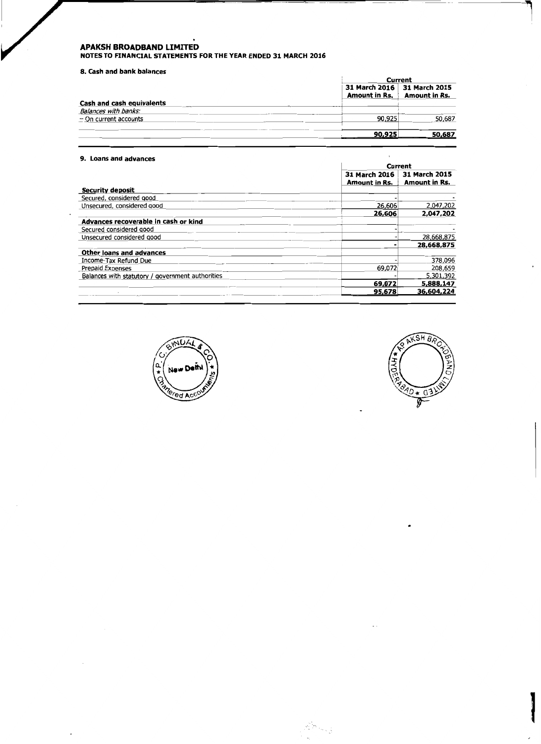# APAKSH BROADBAND LIMITED

## NOTES TO FINANCIAL STATEMENTS FOR THE YEAR ENDED 31 MARCH 2016

### 8. Cash and bank balances

| | Current | |
|---|---|---|
| | 31 March 2016 Amount in Rs. | 31 March 2015 Amount in Rs. |
| **Cash and cash equivalents** | | |
| *Balances with banks:* | | |
| – On current accounts | 90,925 | 50,687 |
| | **90,925** | **50,687** |

### 9. Loans and advances

| | Current | |
|---|---|---|
| | 31 March 2016 Amount in Rs. | 31 March 2015 Amount in Rs. |
| **Security deposit** | | |
| Secured, considered good | - | - |
| Unsecured, considered good | 26,606 | 2,047,202 |
| | **26,606** | **2,047,202** |
| **Advances recoverable in cash or kind** | | |
| Secured considered good | - | - |
| Unsecured considered good | - | 28,668,875 |
| | **-** | **28,668,875** |
| **Other loans and advances** | | |
| Income-Tax Refund Due | - | 378,096 |
| Prepaid Expenses | 69,072 | 208,659 |
| Balances with statutory / government authorities | - | 5,301,392 |
| | **69,072** | **5,888,147** |
| | **95,678** | **36,604,224** |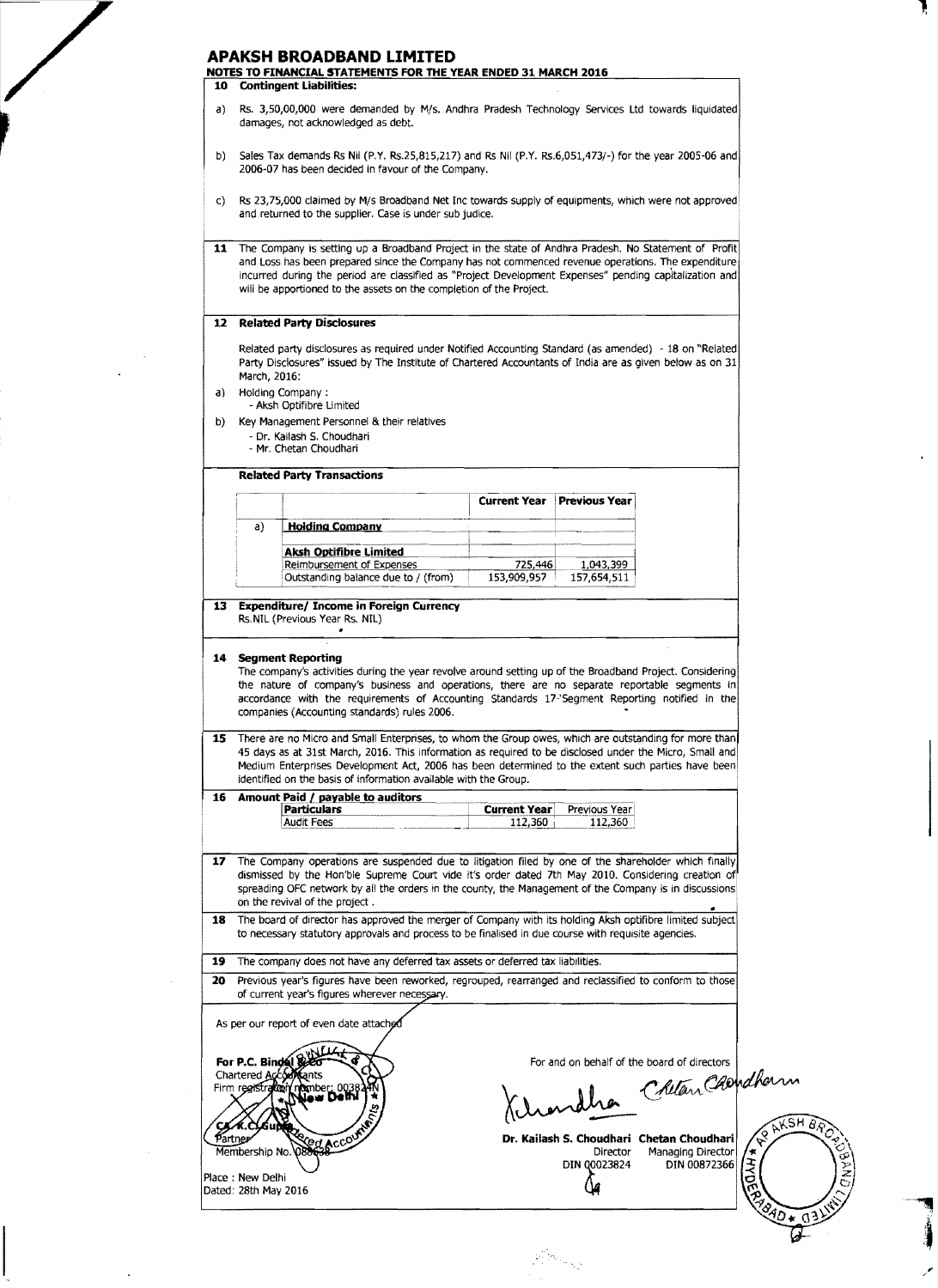# APAKSH BROADBAND LIMITED

## NOTES TO FINANCIAL STATEMENTS FOR THE YEAR ENDED 31 MARCH 2016

### 10 Contingent Liabilities:

a) Rs. 3,50,00,000 were demanded by M/s. Andhra Pradesh Technology Services Ltd towards liquidated damages, not acknowledged as debt.

b) Sales Tax demands Rs Nil (P.Y. Rs.25,815,217) and Rs Nil (P.Y. Rs.6,051,473/-) for the year 2005-06 and 2006-07 has been decided in favour of the Company.

c) Rs 23,75,000 claimed by M/s Broadband Net Inc towards supply of equipments, which were not approved and returned to the supplier. Case is under sub judice.

### 11

The Company is setting up a Broadband Project in the state of Andhra Pradesh. No Statement of Profit and Loss has been prepared since the Company has not commenced revenue operations. The expenditure incurred during the period are classified as "Project Development Expenses" pending capitalization and will be apportioned to the assets on the completion of the Project.

### 12 Related Party Disclosures

Related party disclosures as required under Notified Accounting Standard (as amended) - 18 on "Related Party Disclosures" issued by The Institute of Chartered Accountants of India are as given below as on 31 March, 2016:

a) Holding Company :
- Aksh Optifibre Limited

b) Key Management Personnel & their relatives
- Dr. Kailash S. Choudhari
- Mr. Chetan Choudhari

**Related Party Transactions**

| | | Current Year | Previous Year |
|---|---|---|---|
| a) | **Holding Company** | | |
| | **Aksh Optifibre Limited** | | |
| | Reimbursement of Expenses | 725,446 | 1,043,399 |
| | Outstanding balance due to / (from) | 153,909,957 | 157,654,511 |

### 13 Expenditure/ Income in Foreign Currency

Rs.NIL (Previous Year Rs. NIL)

### 14 Segment Reporting

The company's activities during the year revolve around setting up of the Broadband Project. Considering the nature of company's business and operations, there are no separate reportable segments in accordance with the requirements of Accounting Standards 17-'Segment Reporting notified in the companies (Accounting standards) rules 2006.

### 15

There are no Micro and Small Enterprises, to whom the Group owes, which are outstanding for more than 45 days as at 31st March, 2016. This information as required to be disclosed under the Micro, Small and Medium Enterprises Development Act, 2006 has been determined to the extent such parties have been identified on the basis of information available with the Group.

### 16 Amount Paid / payable to auditors

| Particulars | Current Year | Previous Year |
|---|---|---|
| Audit Fees | 112,360 | 112,360 |

### 17

The Company operations are suspended due to litigation filed by one of the shareholder which finally dismissed by the Hon'ble Supreme Court vide it's order dated 7th May 2010. Considering creation of spreading OFC network by all the orders in the county, the Management of the Company is in discussions on the revival of the project .

### 18

The board of director has approved the merger of Company with its holding Aksh optifibre limited subject to necessary statutory approvals and process to be finalised in due course with requisite agencies.

### 19

The company does not have any deferred tax assets or deferred tax liabilities.

### 20

Previous year's figures have been reworked, regrouped, rearranged and reclassified to conform to those of current year's figures wherever necessary.

As per our report of even date attached

For P.C. Bindal & Co
Chartered Accountants
Firm registration number: 003824N

CA K.C. Gupta
Partner
Membership No. 088638

Place : New Delhi
Dated: 28th May 2016

For and on behalf of the board of directors

Dr. Kailash S. Choudhari
Director
DIN 00023824

Chetan Choudhari
Managing Director
DIN 00872366